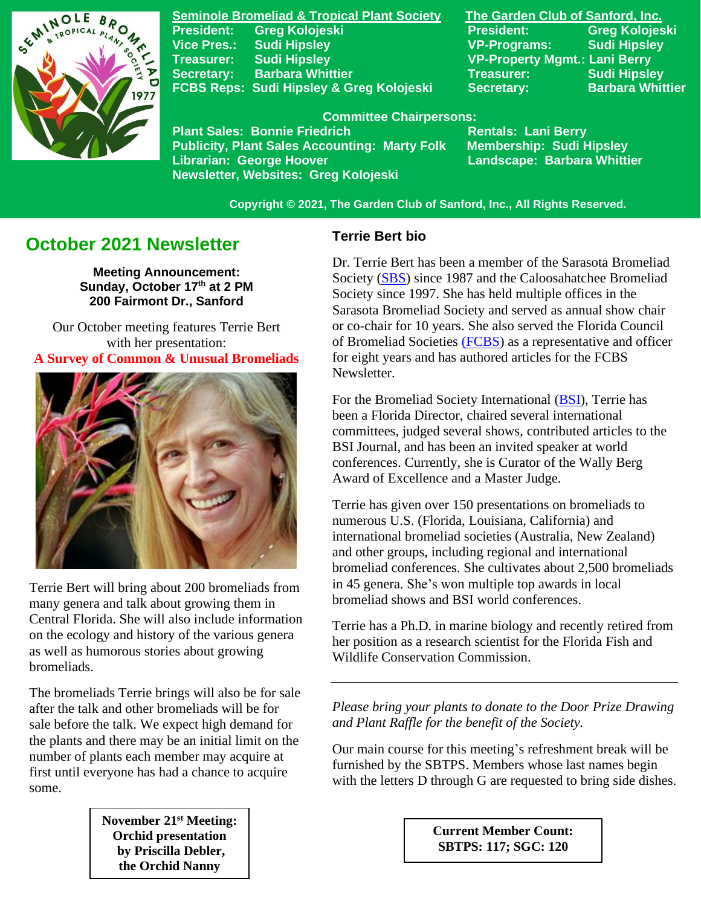**Seminole Bromeliad & Tropical Plant Society**
President: Greg Kolojeski
Vice Pres.: Sudi Hipsley
Treasurer: Sudi Hipsley
Secretary: Barbara Whittier
FCBS Reps: Sudi Hipsley & Greg Kolojeski

**The Garden Club of Sanford, Inc.**
President: Greg Kolojeski
VP-Programs: Sudi Hipsley
VP-Property Mgmt.: Lani Berry
Treasurer: Sudi Hipsley
Secretary: Barbara Whittier

**Committee Chairpersons:**
Plant Sales: Bonnie Friedrich
Publicity, Plant Sales Accounting: Marty Folk
Librarian: George Hoover
Newsletter, Websites: Greg Kolojeski
Rentals: Lani Berry
Membership: Sudi Hipsley
Landscape: Barbara Whittier

Copyright © 2021, The Garden Club of Sanford, Inc., All Rights Reserved.

# October 2021 Newsletter

**Meeting Announcement:**
**Sunday, October 17th at 2 PM**
**200 Fairmont Dr., Sanford**

Our October meeting features Terrie Bert with her presentation:
**A Survey of Common & Unusual Bromeliads**

Terrie Bert will bring about 200 bromeliads from many genera and talk about growing them in Central Florida. She will also include information on the ecology and history of the various genera as well as humorous stories about growing bromeliads.

The bromeliads Terrie brings will also be for sale after the talk and other bromeliads will be for sale before the talk. We expect high demand for the plants and there may be an initial limit on the number of plants each member may acquire at first until everyone has had a chance to acquire some.

**November 21st Meeting:**
**Orchid presentation by Priscilla Debler, the Orchid Nanny**

## Terrie Bert bio

Dr. Terrie Bert has been a member of the Sarasota Bromeliad Society (SBS) since 1987 and the Caloosahatchee Bromeliad Society since 1997. She has held multiple offices in the Sarasota Bromeliad Society and served as annual show chair or co-chair for 10 years. She also served the Florida Council of Bromeliad Societies (FCBS) as a representative and officer for eight years and has authored articles for the FCBS Newsletter.

For the Bromeliad Society International (BSI), Terrie has been a Florida Director, chaired several international committees, judged several shows, contributed articles to the BSI Journal, and has been an invited speaker at world conferences. Currently, she is Curator of the Wally Berg Award of Excellence and a Master Judge.

Terrie has given over 150 presentations on bromeliads to numerous U.S. (Florida, Louisiana, California) and international bromeliad societies (Australia, New Zealand) and other groups, including regional and international bromeliad conferences. She cultivates about 2,500 bromeliads in 45 genera. She's won multiple top awards in local bromeliad shows and BSI world conferences.

Terrie has a Ph.D. in marine biology and recently retired from her position as a research scientist for the Florida Fish and Wildlife Conservation Commission.

---

*Please bring your plants to donate to the Door Prize Drawing and Plant Raffle for the benefit of the Society.*

Our main course for this meeting's refreshment break will be furnished by the SBTPS. Members whose last names begin with the letters D through G are requested to bring side dishes.

**Current Member Count:**
**SBTPS: 117; SGC: 120**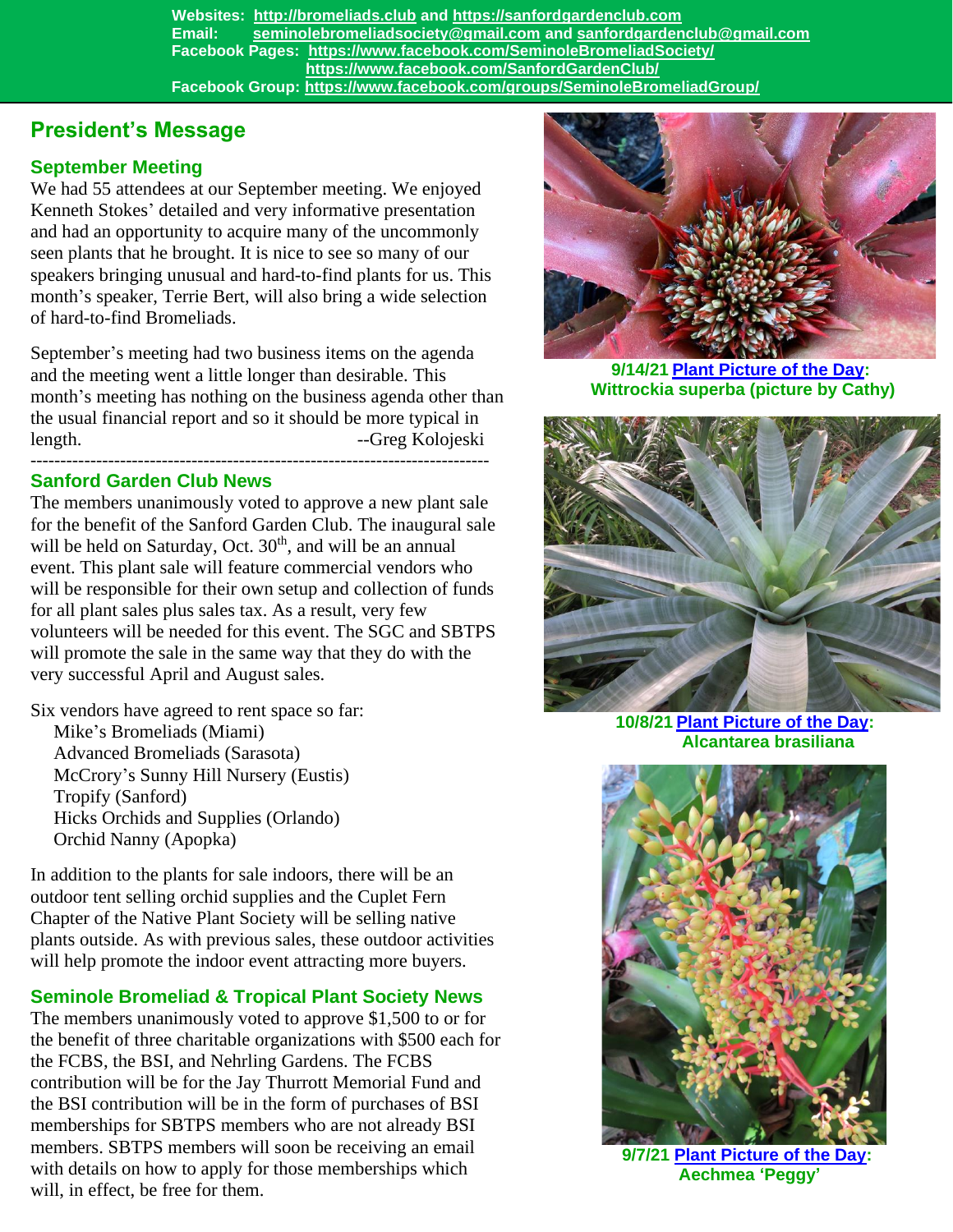**Websites:** http://bromeliads.club and https://sanfordgardenclub.com
**Email:** seminolebromeliadsociety@gmail.com and sanfordgardenclub@gmail.com
**Facebook Pages:** https://www.facebook.com/SeminoleBromeliadSociety/
https://www.facebook.com/SanfordGardenClub/
**Facebook Group:** https://www.facebook.com/groups/SeminoleBromeliadGroup/

## President's Message

### September Meeting

We had 55 attendees at our September meeting. We enjoyed Kenneth Stokes' detailed and very informative presentation and had an opportunity to acquire many of the uncommonly seen plants that he brought. It is nice to see so many of our speakers bringing unusual and hard-to-find plants for us. This month's speaker, Terrie Bert, will also bring a wide selection of hard-to-find Bromeliads.

September's meeting had two business items on the agenda and the meeting went a little longer than desirable. This month's meeting has nothing on the business agenda other than the usual financial report and so it should be more typical in length. --Greg Kolojeski

---

### Sanford Garden Club News

The members unanimously voted to approve a new plant sale for the benefit of the Sanford Garden Club. The inaugural sale will be held on Saturday, Oct. 30th, and will be an annual event. This plant sale will feature commercial vendors who will be responsible for their own setup and collection of funds for all plant sales plus sales tax. As a result, very few volunteers will be needed for this event. The SGC and SBTPS will promote the sale in the same way that they do with the very successful April and August sales.

Six vendors have agreed to rent space so far:

- Mike's Bromeliads (Miami)
- Advanced Bromeliads (Sarasota)
- McCrory's Sunny Hill Nursery (Eustis)
- Tropify (Sanford)
- Hicks Orchids and Supplies (Orlando)
- Orchid Nanny (Apopka)

In addition to the plants for sale indoors, there will be an outdoor tent selling orchid supplies and the Cuplet Fern Chapter of the Native Plant Society will be selling native plants outside. As with previous sales, these outdoor activities will help promote the indoor event attracting more buyers.

### Seminole Bromeliad & Tropical Plant Society News

The members unanimously voted to approve $1,500 to or for the benefit of three charitable organizations with $500 each for the FCBS, the BSI, and Nehrling Gardens. The FCBS contribution will be for the Jay Thurrott Memorial Fund and the BSI contribution will be in the form of purchases of BSI memberships for SBTPS members who are not already BSI members. SBTPS members will soon be receiving an email with details on how to apply for those memberships which will, in effect, be free for them.

**9/14/21 Plant Picture of the Day: Wittrockia superba (picture by Cathy)**

**10/8/21 Plant Picture of the Day: Alcantarea brasiliana**

**9/7/21 Plant Picture of the Day: Aechmea 'Peggy'**